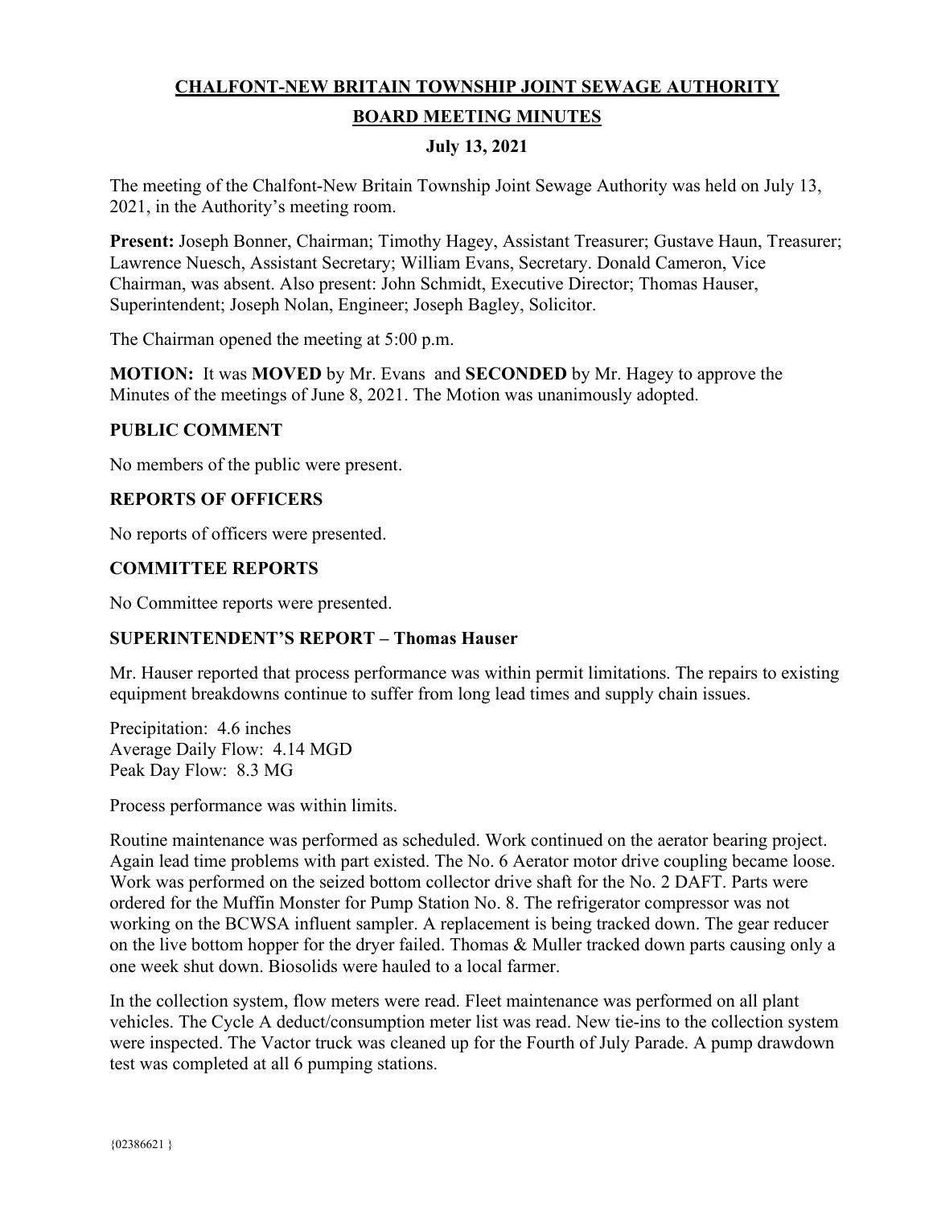# CHALFONT-NEW BRITAIN TOWNSHIP JOINT SEWAGE AUTHORITY

## BOARD MEETING MINUTES

### July 13, 2021

The meeting of the Chalfont-New Britain Township Joint Sewage Authority was held on July 13, 2021, in the Authority's meeting room.

**Present:** Joseph Bonner, Chairman; Timothy Hagey, Assistant Treasurer; Gustave Haun, Treasurer; Lawrence Nuesch, Assistant Secretary; William Evans, Secretary. Donald Cameron, Vice Chairman, was absent. Also present: John Schmidt, Executive Director; Thomas Hauser, Superintendent; Joseph Nolan, Engineer; Joseph Bagley, Solicitor.

The Chairman opened the meeting at 5:00 p.m.

**MOTION:** It was **MOVED** by Mr. Evans and **SECONDED** by Mr. Hagey to approve the Minutes of the meetings of June 8, 2021. The Motion was unanimously adopted.

### PUBLIC COMMENT

No members of the public were present.

### REPORTS OF OFFICERS

No reports of officers were presented.

### COMMITTEE REPORTS

No Committee reports were presented.

### SUPERINTENDENT'S REPORT – Thomas Hauser

Mr. Hauser reported that process performance was within permit limitations. The repairs to existing equipment breakdowns continue to suffer from long lead times and supply chain issues.

Precipitation: 4.6 inches
Average Daily Flow: 4.14 MGD
Peak Day Flow: 8.3 MG

Process performance was within limits.

Routine maintenance was performed as scheduled. Work continued on the aerator bearing project. Again lead time problems with part existed. The No. 6 Aerator motor drive coupling became loose. Work was performed on the seized bottom collector drive shaft for the No. 2 DAFT. Parts were ordered for the Muffin Monster for Pump Station No. 8. The refrigerator compressor was not working on the BCWSA influent sampler. A replacement is being tracked down. The gear reducer on the live bottom hopper for the dryer failed. Thomas & Muller tracked down parts causing only a one week shut down. Biosolids were hauled to a local farmer.

In the collection system, flow meters were read. Fleet maintenance was performed on all plant vehicles. The Cycle A deduct/consumption meter list was read. New tie-ins to the collection system were inspected. The Vactor truck was cleaned up for the Fourth of July Parade. A pump drawdown test was completed at all 6 pumping stations.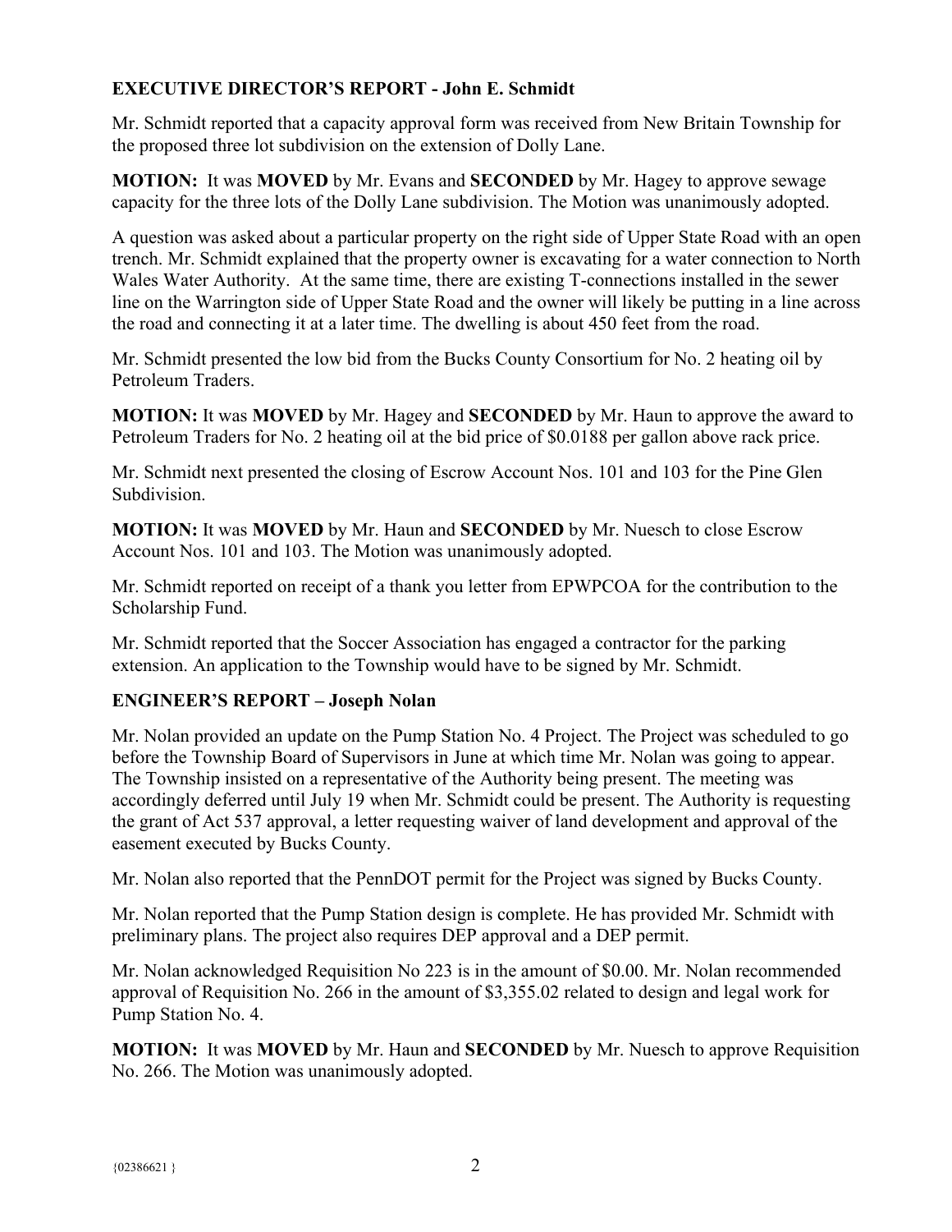## EXECUTIVE DIRECTOR'S REPORT - John E. Schmidt

Mr. Schmidt reported that a capacity approval form was received from New Britain Township for the proposed three lot subdivision on the extension of Dolly Lane.

**MOTION:** It was **MOVED** by Mr. Evans and **SECONDED** by Mr. Hagey to approve sewage capacity for the three lots of the Dolly Lane subdivision. The Motion was unanimously adopted.

A question was asked about a particular property on the right side of Upper State Road with an open trench. Mr. Schmidt explained that the property owner is excavating for a water connection to North Wales Water Authority. At the same time, there are existing T-connections installed in the sewer line on the Warrington side of Upper State Road and the owner will likely be putting in a line across the road and connecting it at a later time. The dwelling is about 450 feet from the road.

Mr. Schmidt presented the low bid from the Bucks County Consortium for No. 2 heating oil by Petroleum Traders.

**MOTION:** It was **MOVED** by Mr. Hagey and **SECONDED** by Mr. Haun to approve the award to Petroleum Traders for No. 2 heating oil at the bid price of $0.0188 per gallon above rack price.

Mr. Schmidt next presented the closing of Escrow Account Nos. 101 and 103 for the Pine Glen Subdivision.

**MOTION:** It was **MOVED** by Mr. Haun and **SECONDED** by Mr. Nuesch to close Escrow Account Nos. 101 and 103. The Motion was unanimously adopted.

Mr. Schmidt reported on receipt of a thank you letter from EPWPCOA for the contribution to the Scholarship Fund.

Mr. Schmidt reported that the Soccer Association has engaged a contractor for the parking extension. An application to the Township would have to be signed by Mr. Schmidt.

## ENGINEER'S REPORT – Joseph Nolan

Mr. Nolan provided an update on the Pump Station No. 4 Project. The Project was scheduled to go before the Township Board of Supervisors in June at which time Mr. Nolan was going to appear. The Township insisted on a representative of the Authority being present. The meeting was accordingly deferred until July 19 when Mr. Schmidt could be present. The Authority is requesting the grant of Act 537 approval, a letter requesting waiver of land development and approval of the easement executed by Bucks County.

Mr. Nolan also reported that the PennDOT permit for the Project was signed by Bucks County.

Mr. Nolan reported that the Pump Station design is complete. He has provided Mr. Schmidt with preliminary plans. The project also requires DEP approval and a DEP permit.

Mr. Nolan acknowledged Requisition No 223 is in the amount of $0.00. Mr. Nolan recommended approval of Requisition No. 266 in the amount of $3,355.02 related to design and legal work for Pump Station No. 4.

**MOTION:** It was **MOVED** by Mr. Haun and **SECONDED** by Mr. Nuesch to approve Requisition No. 266. The Motion was unanimously adopted.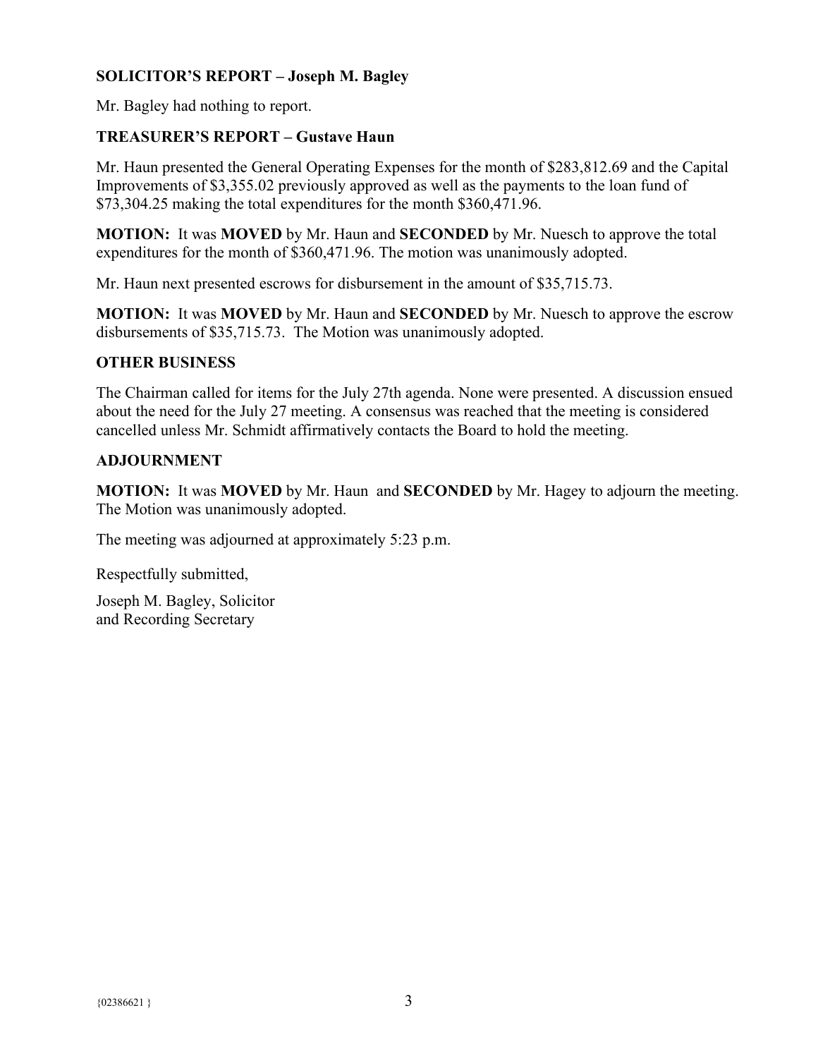**SOLICITOR'S REPORT – Joseph M. Bagley**

Mr. Bagley had nothing to report.

**TREASURER'S REPORT – Gustave Haun**

Mr. Haun presented the General Operating Expenses for the month of $283,812.69 and the Capital Improvements of $3,355.02 previously approved as well as the payments to the loan fund of $73,304.25 making the total expenditures for the month $360,471.96.

**MOTION:** It was **MOVED** by Mr. Haun and **SECONDED** by Mr. Nuesch to approve the total expenditures for the month of $360,471.96. The motion was unanimously adopted.

Mr. Haun next presented escrows for disbursement in the amount of $35,715.73.

**MOTION:** It was **MOVED** by Mr. Haun and **SECONDED** by Mr. Nuesch to approve the escrow disbursements of $35,715.73. The Motion was unanimously adopted.

**OTHER BUSINESS**

The Chairman called for items for the July 27th agenda. None were presented. A discussion ensued about the need for the July 27 meeting. A consensus was reached that the meeting is considered cancelled unless Mr. Schmidt affirmatively contacts the Board to hold the meeting.

**ADJOURNMENT**

**MOTION:** It was **MOVED** by Mr. Haun and **SECONDED** by Mr. Hagey to adjourn the meeting. The Motion was unanimously adopted.

The meeting was adjourned at approximately 5:23 p.m.

Respectfully submitted,

Joseph M. Bagley, Solicitor
and Recording Secretary

{02386621 }